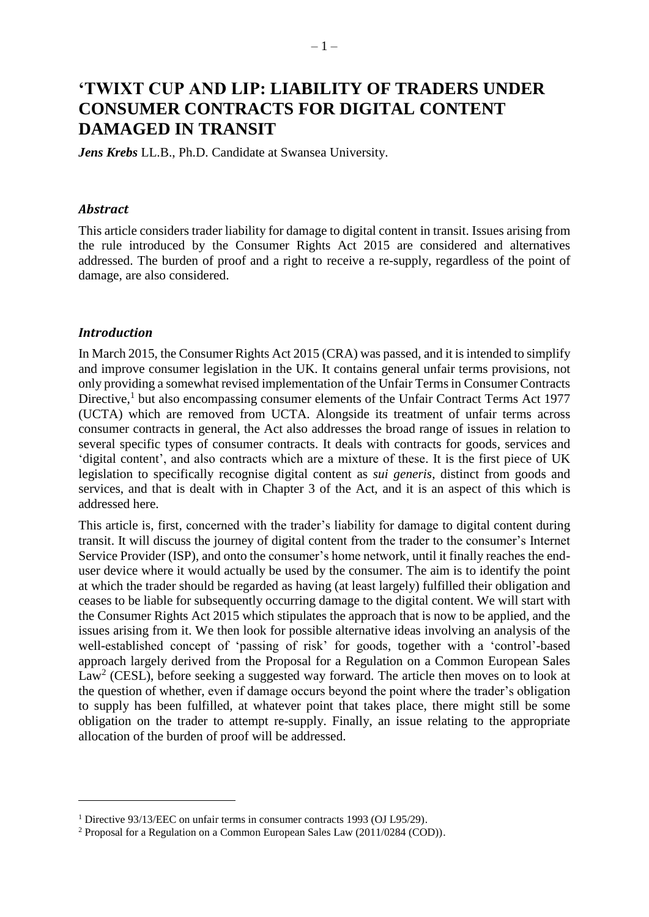# 'TWIXT CUP AND LIP: LIABILITY OF TRADERS UNDER CONSUMER CONTRACTS FOR DIGITAL CONTENT DAMAGED IN TRANSIT

***Jens Krebs*** LL.B., Ph.D. Candidate at Swansea University.

### *Abstract*

This article considers trader liability for damage to digital content in transit. Issues arising from the rule introduced by the Consumer Rights Act 2015 are considered and alternatives addressed. The burden of proof and a right to receive a re-supply, regardless of the point of damage, are also considered.

### *Introduction*

In March 2015, the Consumer Rights Act 2015 (CRA) was passed, and it is intended to simplify and improve consumer legislation in the UK. It contains general unfair terms provisions, not only providing a somewhat revised implementation of the Unfair Terms in Consumer Contracts Directive,[1] but also encompassing consumer elements of the Unfair Contract Terms Act 1977 (UCTA) which are removed from UCTA. Alongside its treatment of unfair terms across consumer contracts in general, the Act also addresses the broad range of issues in relation to several specific types of consumer contracts. It deals with contracts for goods, services and 'digital content', and also contracts which are a mixture of these. It is the first piece of UK legislation to specifically recognise digital content as *sui generis*, distinct from goods and services, and that is dealt with in Chapter 3 of the Act, and it is an aspect of this which is addressed here.

This article is, first, concerned with the trader's liability for damage to digital content during transit. It will discuss the journey of digital content from the trader to the consumer's Internet Service Provider (ISP), and onto the consumer's home network, until it finally reaches the end-user device where it would actually be used by the consumer. The aim is to identify the point at which the trader should be regarded as having (at least largely) fulfilled their obligation and ceases to be liable for subsequently occurring damage to the digital content. We will start with the Consumer Rights Act 2015 which stipulates the approach that is now to be applied, and the issues arising from it. We then look for possible alternative ideas involving an analysis of the well-established concept of 'passing of risk' for goods, together with a 'control'-based approach largely derived from the Proposal for a Regulation on a Common European Sales Law[2] (CESL), before seeking a suggested way forward. The article then moves on to look at the question of whether, even if damage occurs beyond the point where the trader's obligation to supply has been fulfilled, at whatever point that takes place, there might still be some obligation on the trader to attempt re-supply. Finally, an issue relating to the appropriate allocation of the burden of proof will be addressed.

[1] Directive 93/13/EEC on unfair terms in consumer contracts 1993 (OJ L95/29).

[2] Proposal for a Regulation on a Common European Sales Law (2011/0284 (COD)).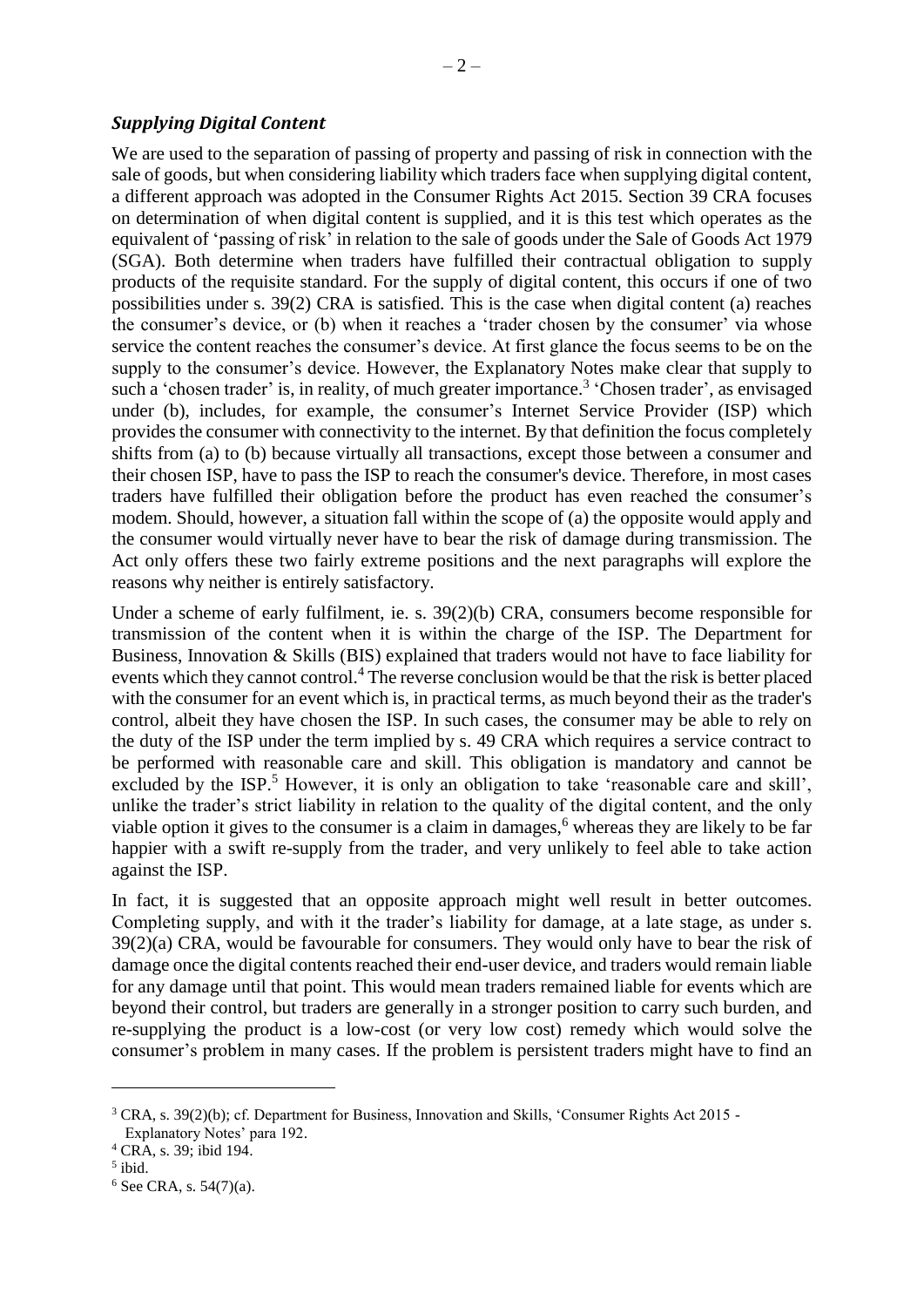### *Supplying Digital Content*

We are used to the separation of passing of property and passing of risk in connection with the sale of goods, but when considering liability which traders face when supplying digital content, a different approach was adopted in the Consumer Rights Act 2015. Section 39 CRA focuses on determination of when digital content is supplied, and it is this test which operates as the equivalent of 'passing of risk' in relation to the sale of goods under the Sale of Goods Act 1979 (SGA). Both determine when traders have fulfilled their contractual obligation to supply products of the requisite standard. For the supply of digital content, this occurs if one of two possibilities under s. 39(2) CRA is satisfied. This is the case when digital content (a) reaches the consumer's device, or (b) when it reaches a 'trader chosen by the consumer' via whose service the content reaches the consumer's device. At first glance the focus seems to be on the supply to the consumer's device. However, the Explanatory Notes make clear that supply to such a 'chosen trader' is, in reality, of much greater importance.[3] 'Chosen trader', as envisaged under (b), includes, for example, the consumer's Internet Service Provider (ISP) which provides the consumer with connectivity to the internet. By that definition the focus completely shifts from (a) to (b) because virtually all transactions, except those between a consumer and their chosen ISP, have to pass the ISP to reach the consumer's device. Therefore, in most cases traders have fulfilled their obligation before the product has even reached the consumer's modem. Should, however, a situation fall within the scope of (a) the opposite would apply and the consumer would virtually never have to bear the risk of damage during transmission. The Act only offers these two fairly extreme positions and the next paragraphs will explore the reasons why neither is entirely satisfactory.

Under a scheme of early fulfilment, ie. s. 39(2)(b) CRA, consumers become responsible for transmission of the content when it is within the charge of the ISP. The Department for Business, Innovation & Skills (BIS) explained that traders would not have to face liability for events which they cannot control.[4] The reverse conclusion would be that the risk is better placed with the consumer for an event which is, in practical terms, as much beyond their as the trader's control, albeit they have chosen the ISP. In such cases, the consumer may be able to rely on the duty of the ISP under the term implied by s. 49 CRA which requires a service contract to be performed with reasonable care and skill. This obligation is mandatory and cannot be excluded by the ISP.[5] However, it is only an obligation to take 'reasonable care and skill', unlike the trader's strict liability in relation to the quality of the digital content, and the only viable option it gives to the consumer is a claim in damages,[6] whereas they are likely to be far happier with a swift re-supply from the trader, and very unlikely to feel able to take action against the ISP.

In fact, it is suggested that an opposite approach might well result in better outcomes. Completing supply, and with it the trader's liability for damage, at a late stage, as under s. 39(2)(a) CRA, would be favourable for consumers. They would only have to bear the risk of damage once the digital contents reached their end-user device, and traders would remain liable for any damage until that point. This would mean traders remained liable for events which are beyond their control, but traders are generally in a stronger position to carry such burden, and re-supplying the product is a low-cost (or very low cost) remedy which would solve the consumer's problem in many cases. If the problem is persistent traders might have to find an

[3] CRA, s. 39(2)(b); cf. Department for Business, Innovation and Skills, 'Consumer Rights Act 2015 - Explanatory Notes' para 192.

[4] CRA, s. 39; ibid 194.

[5] ibid.

[6] See CRA, s. 54(7)(a).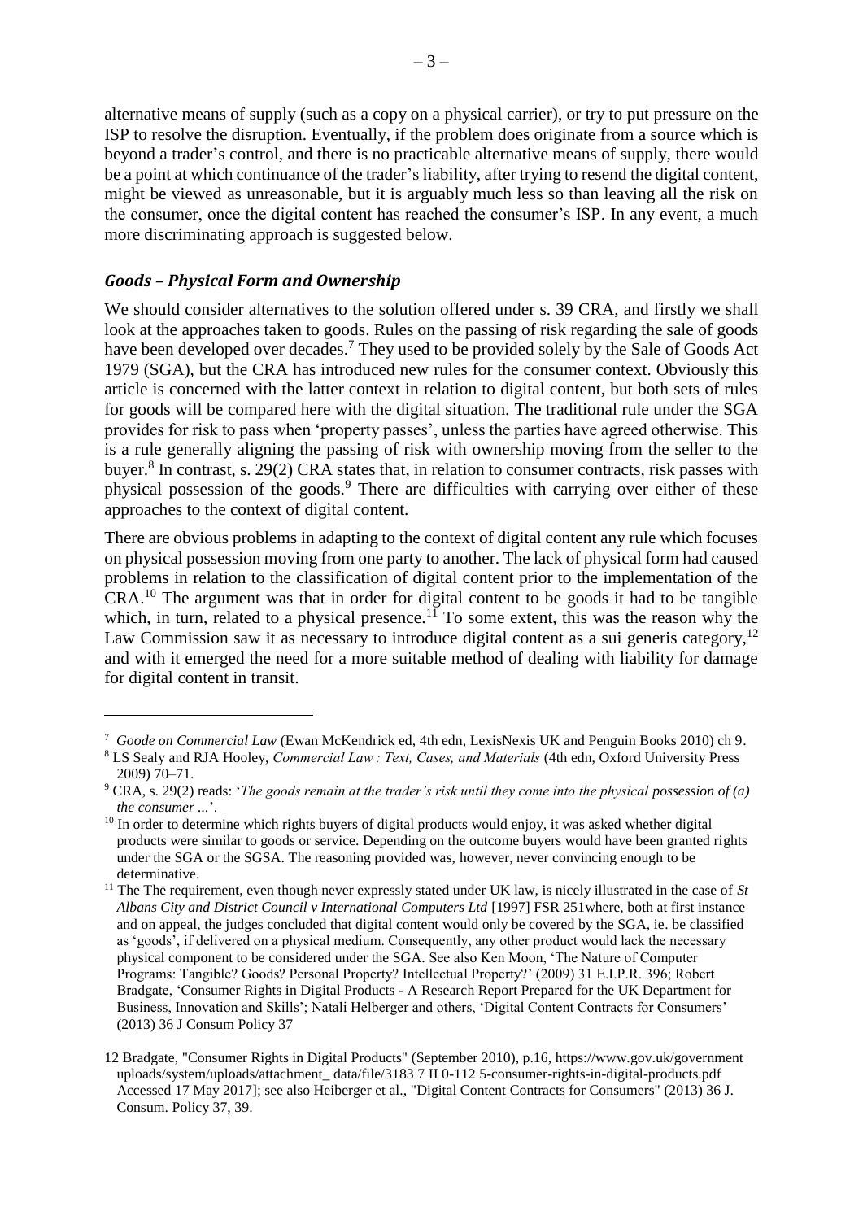alternative means of supply (such as a copy on a physical carrier), or try to put pressure on the ISP to resolve the disruption. Eventually, if the problem does originate from a source which is beyond a trader's control, and there is no practicable alternative means of supply, there would be a point at which continuance of the trader's liability, after trying to resend the digital content, might be viewed as unreasonable, but it is arguably much less so than leaving all the risk on the consumer, once the digital content has reached the consumer's ISP. In any event, a much more discriminating approach is suggested below.

### *Goods – Physical Form and Ownership*

We should consider alternatives to the solution offered under s. 39 CRA, and firstly we shall look at the approaches taken to goods. Rules on the passing of risk regarding the sale of goods have been developed over decades.[7] They used to be provided solely by the Sale of Goods Act 1979 (SGA), but the CRA has introduced new rules for the consumer context. Obviously this article is concerned with the latter context in relation to digital content, but both sets of rules for goods will be compared here with the digital situation. The traditional rule under the SGA provides for risk to pass when 'property passes', unless the parties have agreed otherwise. This is a rule generally aligning the passing of risk with ownership moving from the seller to the buyer.[8] In contrast, s. 29(2) CRA states that, in relation to consumer contracts, risk passes with physical possession of the goods.[9] There are difficulties with carrying over either of these approaches to the context of digital content.

There are obvious problems in adapting to the context of digital content any rule which focuses on physical possession moving from one party to another. The lack of physical form had caused problems in relation to the classification of digital content prior to the implementation of the CRA.[10] The argument was that in order for digital content to be goods it had to be tangible which, in turn, related to a physical presence.[11] To some extent, this was the reason why the Law Commission saw it as necessary to introduce digital content as a sui generis category,[12] and with it emerged the need for a more suitable method of dealing with liability for damage for digital content in transit.

---

[7] *Goode on Commercial Law* (Ewan McKendrick ed, 4th edn, LexisNexis UK and Penguin Books 2010) ch 9.

[8] LS Sealy and RJA Hooley, *Commercial Law : Text, Cases, and Materials* (4th edn, Oxford University Press 2009) 70–71.

[9] CRA, s. 29(2) reads: '*The goods remain at the trader's risk until they come into the physical possession of (a) the consumer ...*'.

[10] In order to determine which rights buyers of digital products would enjoy, it was asked whether digital products were similar to goods or service. Depending on the outcome buyers would have been granted rights under the SGA or the SGSA. The reasoning provided was, however, never convincing enough to be determinative.

[11] The requirement, even though never expressly stated under UK law, is nicely illustrated in the case of *St Albans City and District Council v International Computers Ltd* [1997] FSR 251where, both at first instance and on appeal, the judges concluded that digital content would only be covered by the SGA, ie. be classified as 'goods', if delivered on a physical medium. Consequently, any other product would lack the necessary physical component to be considered under the SGA. See also Ken Moon, 'The Nature of Computer Programs: Tangible? Goods? Personal Property? Intellectual Property?' (2009) 31 E.I.P.R. 396; Robert Bradgate, 'Consumer Rights in Digital Products - A Research Report Prepared for the UK Department for Business, Innovation and Skills'; Natali Helberger and others, 'Digital Content Contracts for Consumers' (2013) 36 J Consum Policy 37

[12] Bradgate, "Consumer Rights in Digital Products" (September 2010), p.16, https://www.gov.uk/government uploads/system/uploads/attachment_ data/file/3183 7 II 0-112 5-consumer-rights-in-digital-products.pdf Accessed 17 May 2017]; see also Heiberger et al., "Digital Content Contracts for Consumers" (2013) 36 J. Consum. Policy 37, 39.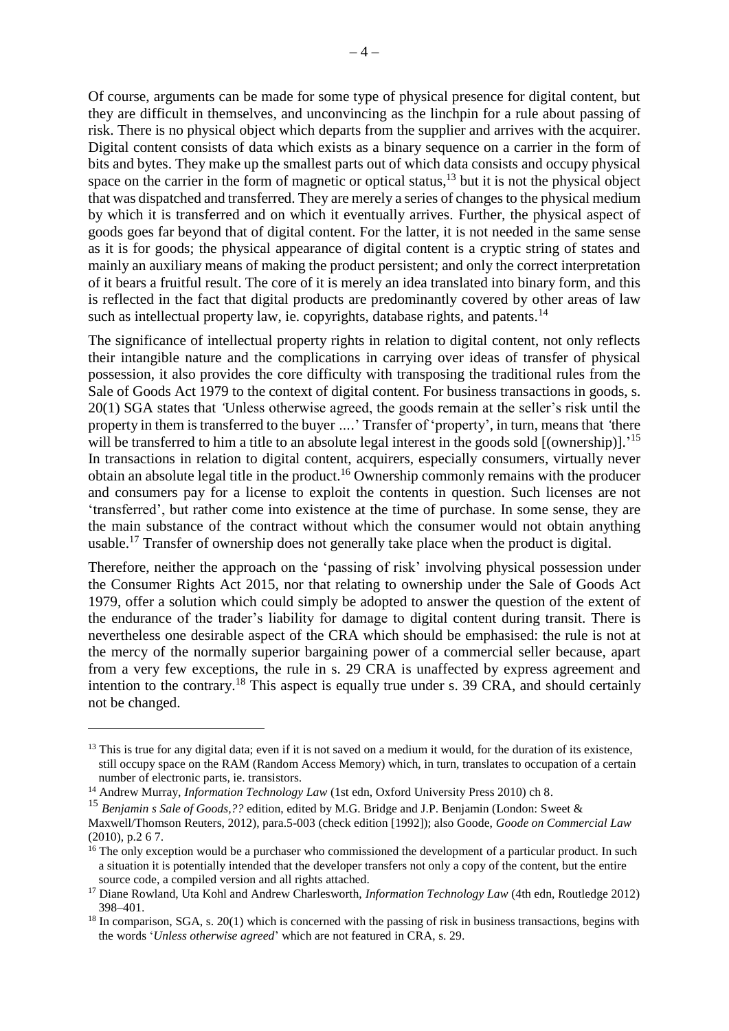Of course, arguments can be made for some type of physical presence for digital content, but they are difficult in themselves, and unconvincing as the linchpin for a rule about passing of risk. There is no physical object which departs from the supplier and arrives with the acquirer. Digital content consists of data which exists as a binary sequence on a carrier in the form of bits and bytes. They make up the smallest parts out of which data consists and occupy physical space on the carrier in the form of magnetic or optical status,[13] but it is not the physical object that was dispatched and transferred. They are merely a series of changes to the physical medium by which it is transferred and on which it eventually arrives. Further, the physical aspect of goods goes far beyond that of digital content. For the latter, it is not needed in the same sense as it is for goods; the physical appearance of digital content is a cryptic string of states and mainly an auxiliary means of making the product persistent; and only the correct interpretation of it bears a fruitful result. The core of it is merely an idea translated into binary form, and this is reflected in the fact that digital products are predominantly covered by other areas of law such as intellectual property law, ie. copyrights, database rights, and patents.[14]

The significance of intellectual property rights in relation to digital content, not only reflects their intangible nature and the complications in carrying over ideas of transfer of physical possession, it also provides the core difficulty with transposing the traditional rules from the Sale of Goods Act 1979 to the context of digital content. For business transactions in goods, s. 20(1) SGA states that *'*Unless otherwise agreed, the goods remain at the seller's risk until the property in them is transferred to the buyer ....' Transfer of 'property', in turn, means that *'*there will be transferred to him a title to an absolute legal interest in the goods sold [(ownership)].'[15] In transactions in relation to digital content, acquirers, especially consumers, virtually never obtain an absolute legal title in the product.[16] Ownership commonly remains with the producer and consumers pay for a license to exploit the contents in question. Such licenses are not 'transferred', but rather come into existence at the time of purchase. In some sense, they are the main substance of the contract without which the consumer would not obtain anything usable.[17] Transfer of ownership does not generally take place when the product is digital.

Therefore, neither the approach on the 'passing of risk' involving physical possession under the Consumer Rights Act 2015, nor that relating to ownership under the Sale of Goods Act 1979, offer a solution which could simply be adopted to answer the question of the extent of the endurance of the trader's liability for damage to digital content during transit. There is nevertheless one desirable aspect of the CRA which should be emphasised: the rule is not at the mercy of the normally superior bargaining power of a commercial seller because, apart from a very few exceptions, the rule in s. 29 CRA is unaffected by express agreement and intention to the contrary.[18] This aspect is equally true under s. 39 CRA, and should certainly not be changed.

---

[13] This is true for any digital data; even if it is not saved on a medium it would, for the duration of its existence, still occupy space on the RAM (Random Access Memory) which, in turn, translates to occupation of a certain number of electronic parts, ie. transistors.

[14] Andrew Murray, *Information Technology Law* (1st edn, Oxford University Press 2010) ch 8.

[15] *Benjamin s Sale of Goods,??* edition, edited by M.G. Bridge and J.P. Benjamin (London: Sweet & Maxwell/Thomson Reuters, 2012), para.5-003 (check edition [1992]); also Goode, *Goode on Commercial Law* (2010), p.2 6 7.

[16] The only exception would be a purchaser who commissioned the development of a particular product. In such a situation it is potentially intended that the developer transfers not only a copy of the content, but the entire source code, a compiled version and all rights attached.

[17] Diane Rowland, Uta Kohl and Andrew Charlesworth, *Information Technology Law* (4th edn, Routledge 2012) 398–401.

[18] In comparison, SGA, s. 20(1) which is concerned with the passing of risk in business transactions, begins with the words '*Unless otherwise agreed*' which are not featured in CRA, s. 29.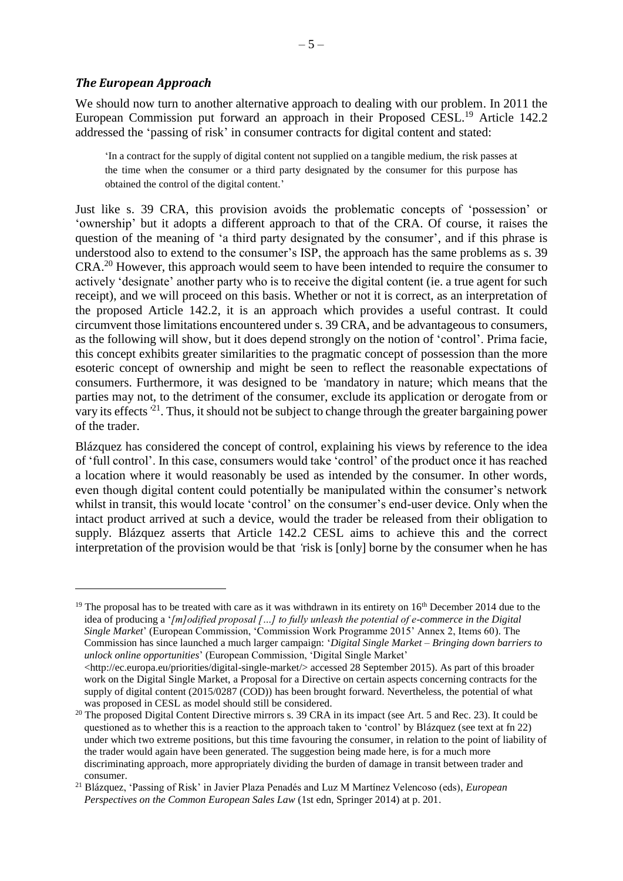### *The European Approach*

We should now turn to another alternative approach to dealing with our problem. In 2011 the European Commission put forward an approach in their Proposed CESL.[19] Article 142.2 addressed the 'passing of risk' in consumer contracts for digital content and stated:

> 'In a contract for the supply of digital content not supplied on a tangible medium, the risk passes at the time when the consumer or a third party designated by the consumer for this purpose has obtained the control of the digital content.'

Just like s. 39 CRA, this provision avoids the problematic concepts of 'possession' or 'ownership' but it adopts a different approach to that of the CRA. Of course, it raises the question of the meaning of 'a third party designated by the consumer', and if this phrase is understood also to extend to the consumer's ISP, the approach has the same problems as s. 39 CRA.[20] However, this approach would seem to have been intended to require the consumer to actively 'designate' another party who is to receive the digital content (ie. a true agent for such receipt), and we will proceed on this basis. Whether or not it is correct, as an interpretation of the proposed Article 142.2, it is an approach which provides a useful contrast. It could circumvent those limitations encountered under s. 39 CRA, and be advantageous to consumers, as the following will show, but it does depend strongly on the notion of 'control'. Prima facie, this concept exhibits greater similarities to the pragmatic concept of possession than the more esoteric concept of ownership and might be seen to reflect the reasonable expectations of consumers. Furthermore, it was designed to be *'*mandatory in nature; which means that the parties may not, to the detriment of the consumer, exclude its application or derogate from or vary its effects*'*[21]. Thus, it should not be subject to change through the greater bargaining power of the trader.

Blázquez has considered the concept of control, explaining his views by reference to the idea of 'full control'. In this case, consumers would take 'control' of the product once it has reached a location where it would reasonably be used as intended by the consumer. In other words, even though digital content could potentially be manipulated within the consumer's network whilst in transit, this would locate 'control' on the consumer's end-user device. Only when the intact product arrived at such a device, would the trader be released from their obligation to supply. Blázquez asserts that Article 142.2 CESL aims to achieve this and the correct interpretation of the provision would be that *'*risk is [only] borne by the consumer when he has

---

[19] The proposal has to be treated with care as it was withdrawn in its entirety on 16th December 2014 due to the idea of producing a '*[m]odified proposal […] to fully unleash the potential of e-commerce in the Digital Single Market*' (European Commission, 'Commission Work Programme 2015' Annex 2, Items 60). The Commission has since launched a much larger campaign: '*Digital Single Market – Bringing down barriers to unlock online opportunities*' (European Commission, 'Digital Single Market' <http://ec.europa.eu/priorities/digital-single-market/> accessed 28 September 2015). As part of this broader work on the Digital Single Market, a Proposal for a Directive on certain aspects concerning contracts for the supply of digital content (2015/0287 (COD)) has been brought forward. Nevertheless, the potential of what was proposed in CESL as model should still be considered.

[20] The proposed Digital Content Directive mirrors s. 39 CRA in its impact (see Art. 5 and Rec. 23). It could be questioned as to whether this is a reaction to the approach taken to 'control' by Blázquez (see text at fn 22) under which two extreme positions, but this time favouring the consumer, in relation to the point of liability of the trader would again have been generated. The suggestion being made here, is for a much more discriminating approach, more appropriately dividing the burden of damage in transit between trader and consumer.

[21] Blázquez, 'Passing of Risk' in Javier Plaza Penadés and Luz M Martínez Velencoso (eds), *European Perspectives on the Common European Sales Law* (1st edn, Springer 2014) at p. 201.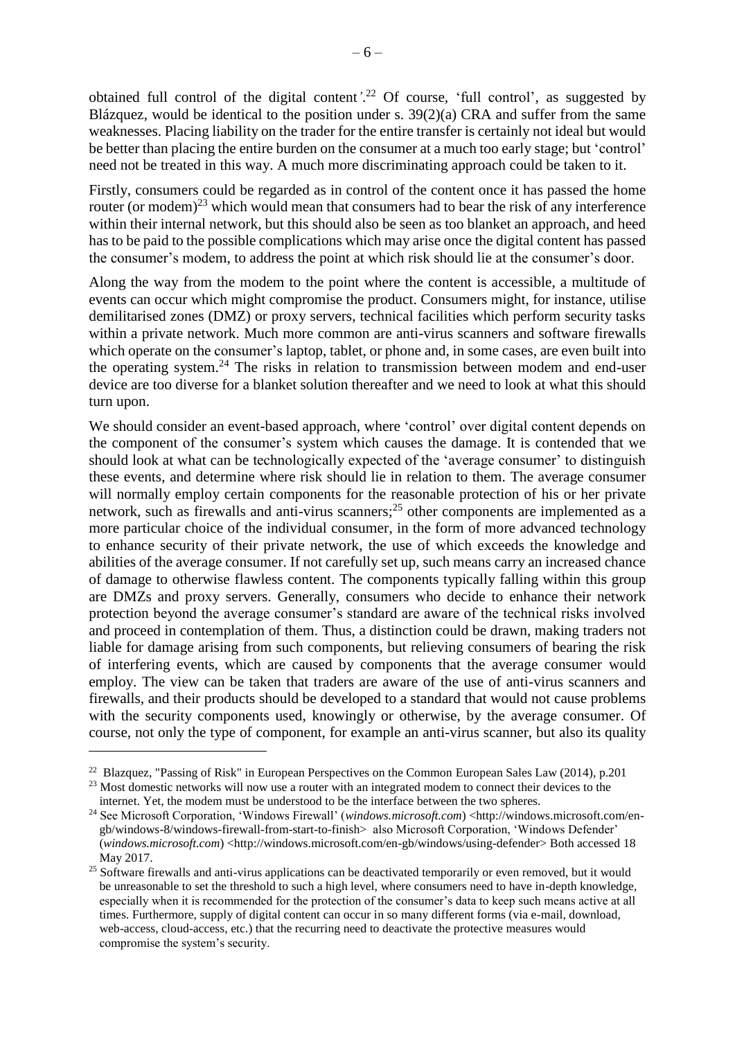obtained full control of the digital content'.[22] Of course, 'full control', as suggested by Blázquez, would be identical to the position under s. 39(2)(a) CRA and suffer from the same weaknesses. Placing liability on the trader for the entire transfer is certainly not ideal but would be better than placing the entire burden on the consumer at a much too early stage; but 'control' need not be treated in this way. A much more discriminating approach could be taken to it.

Firstly, consumers could be regarded as in control of the content once it has passed the home router (or modem)[23] which would mean that consumers had to bear the risk of any interference within their internal network, but this should also be seen as too blanket an approach, and heed has to be paid to the possible complications which may arise once the digital content has passed the consumer's modem, to address the point at which risk should lie at the consumer's door.

Along the way from the modem to the point where the content is accessible, a multitude of events can occur which might compromise the product. Consumers might, for instance, utilise demilitarised zones (DMZ) or proxy servers, technical facilities which perform security tasks within a private network. Much more common are anti-virus scanners and software firewalls which operate on the consumer's laptop, tablet, or phone and, in some cases, are even built into the operating system.[24] The risks in relation to transmission between modem and end-user device are too diverse for a blanket solution thereafter and we need to look at what this should turn upon.

We should consider an event-based approach, where 'control' over digital content depends on the component of the consumer's system which causes the damage. It is contended that we should look at what can be technologically expected of the 'average consumer' to distinguish these events, and determine where risk should lie in relation to them. The average consumer will normally employ certain components for the reasonable protection of his or her private network, such as firewalls and anti-virus scanners;[25] other components are implemented as a more particular choice of the individual consumer, in the form of more advanced technology to enhance security of their private network, the use of which exceeds the knowledge and abilities of the average consumer. If not carefully set up, such means carry an increased chance of damage to otherwise flawless content. The components typically falling within this group are DMZs and proxy servers. Generally, consumers who decide to enhance their network protection beyond the average consumer's standard are aware of the technical risks involved and proceed in contemplation of them. Thus, a distinction could be drawn, making traders not liable for damage arising from such components, but relieving consumers of bearing the risk of interfering events, which are caused by components that the average consumer would employ. The view can be taken that traders are aware of the use of anti-virus scanners and firewalls, and their products should be developed to a standard that would not cause problems with the security components used, knowingly or otherwise, by the average consumer. Of course, not only the type of component, for example an anti-virus scanner, but also its quality

---

[22] Blazquez, "Passing of Risk" in European Perspectives on the Common European Sales Law (2014), p.201

[23] Most domestic networks will now use a router with an integrated modem to connect their devices to the internet. Yet, the modem must be understood to be the interface between the two spheres.

[24] See Microsoft Corporation, 'Windows Firewall' (*windows.microsoft.com*) <http://windows.microsoft.com/en-gb/windows-8/windows-firewall-from-start-to-finish> also Microsoft Corporation, 'Windows Defender' (*windows.microsoft.com*) <http://windows.microsoft.com/en-gb/windows/using-defender> Both accessed 18 May 2017.

[25] Software firewalls and anti-virus applications can be deactivated temporarily or even removed, but it would be unreasonable to set the threshold to such a high level, where consumers need to have in-depth knowledge, especially when it is recommended for the protection of the consumer's data to keep such means active at all times. Furthermore, supply of digital content can occur in so many different forms (via e-mail, download, web-access, cloud-access, etc.) that the recurring need to deactivate the protective measures would compromise the system's security.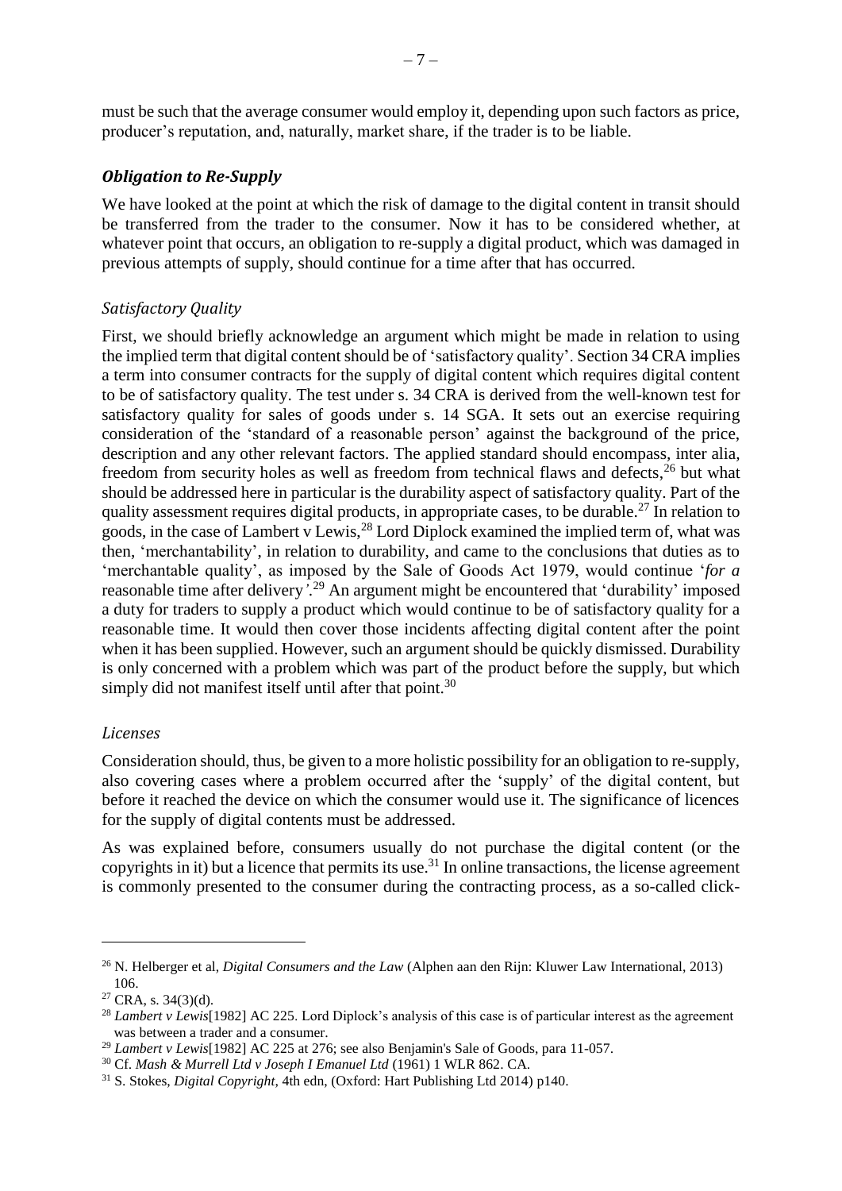must be such that the average consumer would employ it, depending upon such factors as price, producer's reputation, and, naturally, market share, if the trader is to be liable.

## *Obligation to Re-Supply*

We have looked at the point at which the risk of damage to the digital content in transit should be transferred from the trader to the consumer. Now it has to be considered whether, at whatever point that occurs, an obligation to re-supply a digital product, which was damaged in previous attempts of supply, should continue for a time after that has occurred.

### *Satisfactory Quality*

First, we should briefly acknowledge an argument which might be made in relation to using the implied term that digital content should be of 'satisfactory quality'. Section 34 CRA implies a term into consumer contracts for the supply of digital content which requires digital content to be of satisfactory quality. The test under s. 34 CRA is derived from the well-known test for satisfactory quality for sales of goods under s. 14 SGA. It sets out an exercise requiring consideration of the 'standard of a reasonable person' against the background of the price, description and any other relevant factors. The applied standard should encompass, inter alia, freedom from security holes as well as freedom from technical flaws and defects,[26] but what should be addressed here in particular is the durability aspect of satisfactory quality. Part of the quality assessment requires digital products, in appropriate cases, to be durable.[27] In relation to goods, in the case of Lambert v Lewis,[28] Lord Diplock examined the implied term of, what was then, 'merchantability', in relation to durability, and came to the conclusions that duties as to 'merchantable quality', as imposed by the Sale of Goods Act 1979, would continue '*for a* reasonable time after delivery'.[29] An argument might be encountered that 'durability' imposed a duty for traders to supply a product which would continue to be of satisfactory quality for a reasonable time. It would then cover those incidents affecting digital content after the point when it has been supplied. However, such an argument should be quickly dismissed. Durability is only concerned with a problem which was part of the product before the supply, but which simply did not manifest itself until after that point.[30]

### *Licenses*

Consideration should, thus, be given to a more holistic possibility for an obligation to re-supply, also covering cases where a problem occurred after the 'supply' of the digital content, but before it reached the device on which the consumer would use it. The significance of licences for the supply of digital contents must be addressed.

As was explained before, consumers usually do not purchase the digital content (or the copyrights in it) but a licence that permits its use.[31] In online transactions, the license agreement is commonly presented to the consumer during the contracting process, as a so-called click-

---

[26] N. Helberger et al, *Digital Consumers and the Law* (Alphen aan den Rijn: Kluwer Law International, 2013) 106.

[27] CRA, s. 34(3)(d).

[28] *Lambert v Lewis*[1982] AC 225. Lord Diplock's analysis of this case is of particular interest as the agreement was between a trader and a consumer.

[29] *Lambert v Lewis*[1982] AC 225 at 276; see also Benjamin's Sale of Goods, para 11-057.

[30] Cf. *Mash & Murrell Ltd v Joseph I Emanuel Ltd* (1961) 1 WLR 862. CA.

[31] S. Stokes, *Digital Copyright*, 4th edn, (Oxford: Hart Publishing Ltd 2014) p140.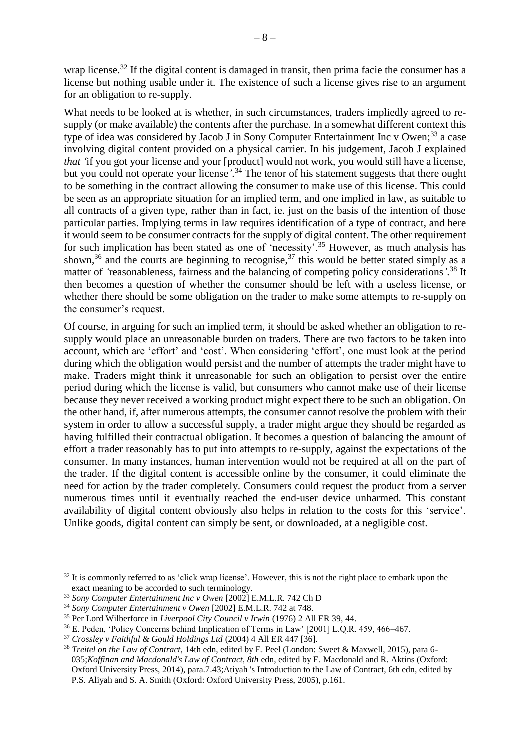wrap license.[32] If the digital content is damaged in transit, then prima facie the consumer has a license but nothing usable under it. The existence of such a license gives rise to an argument for an obligation to re-supply.

What needs to be looked at is whether, in such circumstances, traders impliedly agreed to re-supply (or make available) the contents after the purchase. In a somewhat different context this type of idea was considered by Jacob J in Sony Computer Entertainment Inc v Owen;[33] a case involving digital content provided on a physical carrier. In his judgement, Jacob J explained *that* 'if you got your license and your [product] would not work, you would still have a license, but you could not operate your license'.[34] The tenor of his statement suggests that there ought to be something in the contract allowing the consumer to make use of this license. This could be seen as an appropriate situation for an implied term, and one implied in law, as suitable to all contracts of a given type, rather than in fact, ie. just on the basis of the intention of those particular parties. Implying terms in law requires identification of a type of contract, and here it would seem to be consumer contracts for the supply of digital content. The other requirement for such implication has been stated as one of 'necessity'.[35] However, as much analysis has shown,[36] and the courts are beginning to recognise,[37] this would be better stated simply as a matter of 'reasonableness, fairness and the balancing of competing policy considerations'.[38] It then becomes a question of whether the consumer should be left with a useless license, or whether there should be some obligation on the trader to make some attempts to re-supply on the consumer's request.

Of course, in arguing for such an implied term, it should be asked whether an obligation to re-supply would place an unreasonable burden on traders. There are two factors to be taken into account, which are 'effort' and 'cost'. When considering 'effort', one must look at the period during which the obligation would persist and the number of attempts the trader might have to make. Traders might think it unreasonable for such an obligation to persist over the entire period during which the license is valid, but consumers who cannot make use of their license because they never received a working product might expect there to be such an obligation. On the other hand, if, after numerous attempts, the consumer cannot resolve the problem with their system in order to allow a successful supply, a trader might argue they should be regarded as having fulfilled their contractual obligation. It becomes a question of balancing the amount of effort a trader reasonably has to put into attempts to re-supply, against the expectations of the consumer. In many instances, human intervention would not be required at all on the part of the trader. If the digital content is accessible online by the consumer, it could eliminate the need for action by the trader completely. Consumers could request the product from a server numerous times until it eventually reached the end-user device unharmed. This constant availability of digital content obviously also helps in relation to the costs for this 'service'. Unlike goods, digital content can simply be sent, or downloaded, at a negligible cost.

---

[32] It is commonly referred to as 'click wrap license'. However, this is not the right place to embark upon the exact meaning to be accorded to such terminology.

[33] *Sony Computer Entertainment Inc v Owen* [2002] E.M.L.R. 742 Ch D

[34] *Sony Computer Entertainment v Owen* [2002] E.M.L.R. 742 at 748.

[35] Per Lord Wilberforce in *Liverpool City Council v Irwin* (1976) 2 All ER 39, 44.

[36] E. Peden, 'Policy Concerns behind Implication of Terms in Law' [2001] L.Q.R. 459, 466–467.

[37] *Crossley v Faithful & Gould Holdings Ltd* (2004) 4 All ER 447 [36].

[38] *Treitel on the Law of Contract*, 14th edn, edited by E. Peel (London: Sweet & Maxwell, 2015), para 6-035;*Koffinan and Macdonald's Law of Contract, 8th* edn, edited by E. Macdonald and R. Aktins (Oxford: Oxford University Press, 2014), para.7.43;Atiyah 's Introduction to the Law of Contract, 6th edn, edited by P.S. Aliyah and S. A. Smith (Oxford: Oxford University Press, 2005), p.161.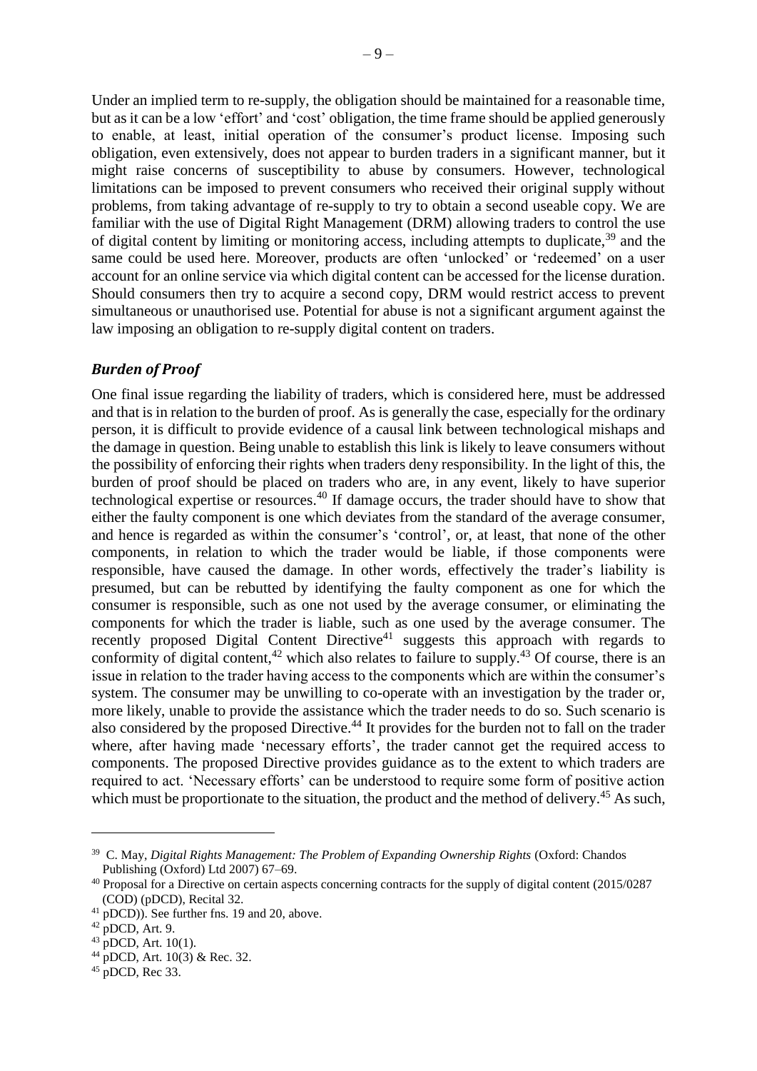Under an implied term to re-supply, the obligation should be maintained for a reasonable time, but as it can be a low 'effort' and 'cost' obligation, the time frame should be applied generously to enable, at least, initial operation of the consumer's product license. Imposing such obligation, even extensively, does not appear to burden traders in a significant manner, but it might raise concerns of susceptibility to abuse by consumers. However, technological limitations can be imposed to prevent consumers who received their original supply without problems, from taking advantage of re-supply to try to obtain a second useable copy. We are familiar with the use of Digital Right Management (DRM) allowing traders to control the use of digital content by limiting or monitoring access, including attempts to duplicate,[39] and the same could be used here. Moreover, products are often 'unlocked' or 'redeemed' on a user account for an online service via which digital content can be accessed for the license duration. Should consumers then try to acquire a second copy, DRM would restrict access to prevent simultaneous or unauthorised use. Potential for abuse is not a significant argument against the law imposing an obligation to re-supply digital content on traders.

### *Burden of Proof*

One final issue regarding the liability of traders, which is considered here, must be addressed and that is in relation to the burden of proof. As is generally the case, especially for the ordinary person, it is difficult to provide evidence of a causal link between technological mishaps and the damage in question. Being unable to establish this link is likely to leave consumers without the possibility of enforcing their rights when traders deny responsibility. In the light of this, the burden of proof should be placed on traders who are, in any event, likely to have superior technological expertise or resources.[40] If damage occurs, the trader should have to show that either the faulty component is one which deviates from the standard of the average consumer, and hence is regarded as within the consumer's 'control', or, at least, that none of the other components, in relation to which the trader would be liable, if those components were responsible, have caused the damage. In other words, effectively the trader's liability is presumed, but can be rebutted by identifying the faulty component as one for which the consumer is responsible, such as one not used by the average consumer, or eliminating the components for which the trader is liable, such as one used by the average consumer. The recently proposed Digital Content Directive[41] suggests this approach with regards to conformity of digital content,[42] which also relates to failure to supply.[43] Of course, there is an issue in relation to the trader having access to the components which are within the consumer's system. The consumer may be unwilling to co-operate with an investigation by the trader or, more likely, unable to provide the assistance which the trader needs to do so. Such scenario is also considered by the proposed Directive.[44] It provides for the burden not to fall on the trader where, after having made 'necessary efforts', the trader cannot get the required access to components. The proposed Directive provides guidance as to the extent to which traders are required to act. 'Necessary efforts' can be understood to require some form of positive action which must be proportionate to the situation, the product and the method of delivery.[45] As such,

---

[39] C. May, *Digital Rights Management: The Problem of Expanding Ownership Rights* (Oxford: Chandos Publishing (Oxford) Ltd 2007) 67–69.

[40] Proposal for a Directive on certain aspects concerning contracts for the supply of digital content (2015/0287 (COD) (pDCD), Recital 32.

[41] pDCD)). See further fns. 19 and 20, above.

[42] pDCD, Art. 9.

[43] pDCD, Art. 10(1).

[44] pDCD, Art. 10(3) & Rec. 32.

[45] pDCD, Rec 33.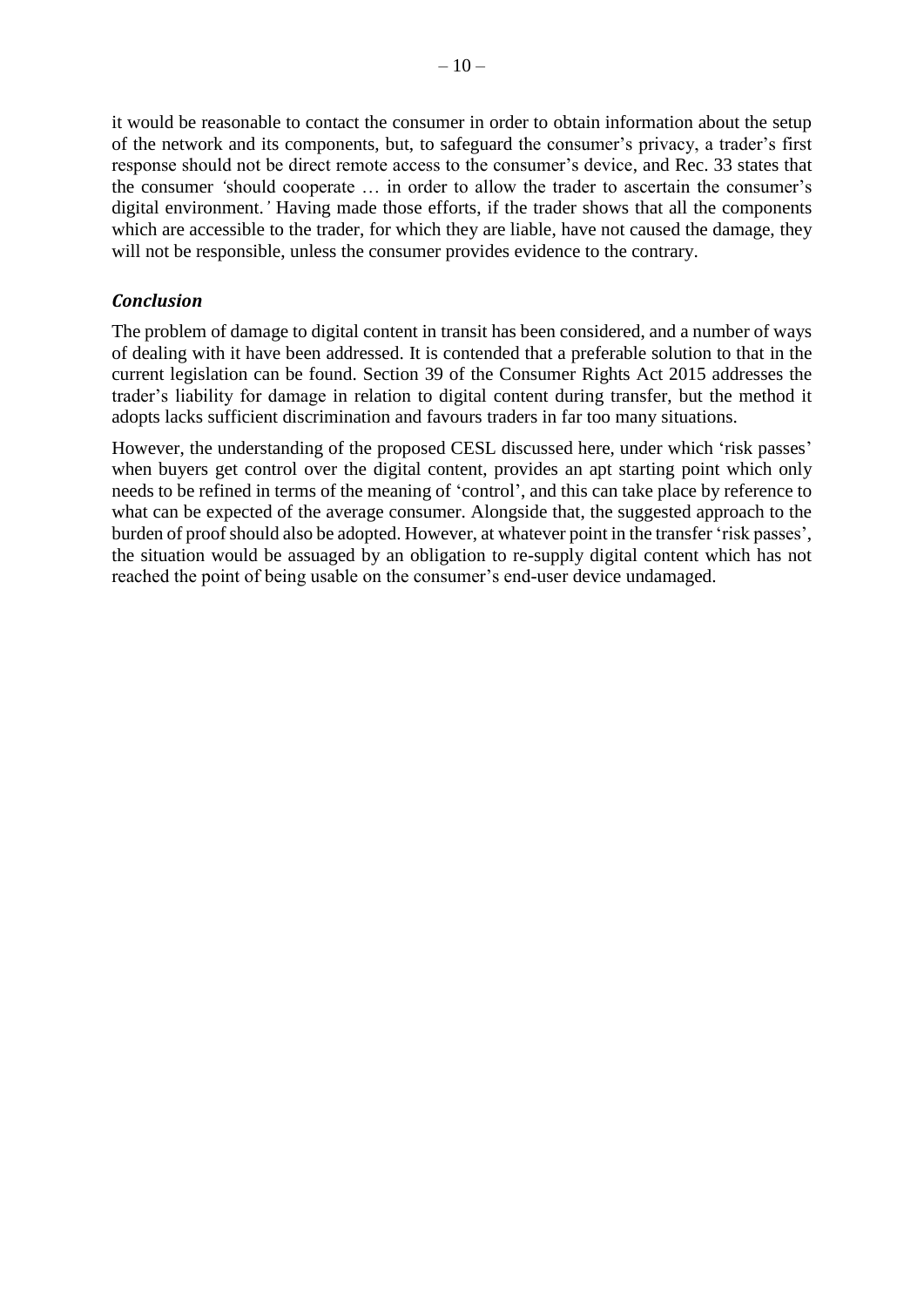it would be reasonable to contact the consumer in order to obtain information about the setup of the network and its components, but, to safeguard the consumer's privacy, a trader's first response should not be direct remote access to the consumer's device, and Rec. 33 states that the consumer *'*should cooperate … in order to allow the trader to ascertain the consumer's digital environment.*'* Having made those efforts, if the trader shows that all the components which are accessible to the trader, for which they are liable, have not caused the damage, they will not be responsible, unless the consumer provides evidence to the contrary.

### *Conclusion*

The problem of damage to digital content in transit has been considered, and a number of ways of dealing with it have been addressed. It is contended that a preferable solution to that in the current legislation can be found. Section 39 of the Consumer Rights Act 2015 addresses the trader's liability for damage in relation to digital content during transfer, but the method it adopts lacks sufficient discrimination and favours traders in far too many situations.

However, the understanding of the proposed CESL discussed here, under which 'risk passes' when buyers get control over the digital content, provides an apt starting point which only needs to be refined in terms of the meaning of 'control', and this can take place by reference to what can be expected of the average consumer. Alongside that, the suggested approach to the burden of proof should also be adopted. However, at whatever point in the transfer 'risk passes', the situation would be assuaged by an obligation to re-supply digital content which has not reached the point of being usable on the consumer's end-user device undamaged.